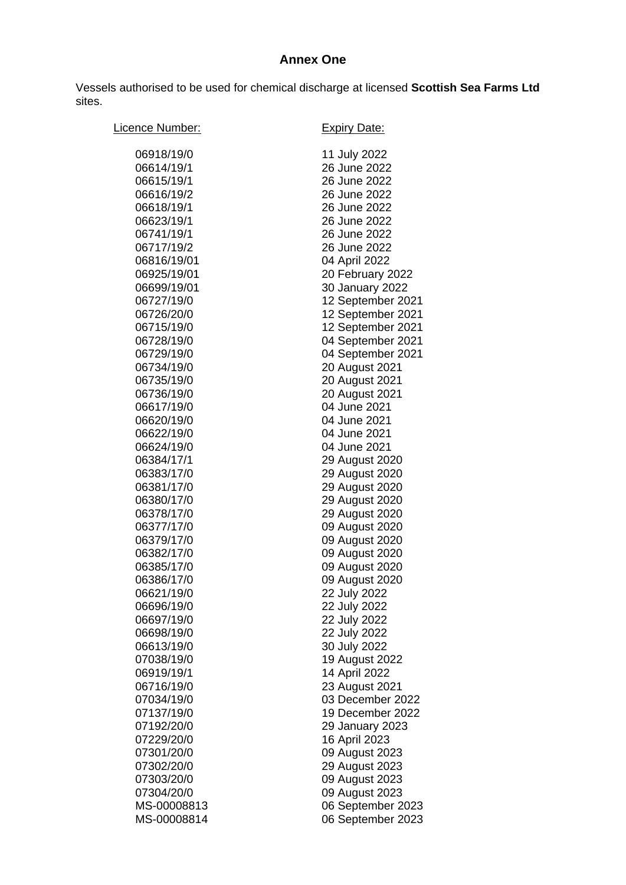# Annex One

Vessels authorised to be used for chemical discharge at licensed **Scottish Sea Farms Ltd** sites.

| Licence Number: | Expiry Date: |
|---|---|
| 06918/19/0 | 11 July 2022 |
| 06614/19/1 | 26 June 2022 |
| 06615/19/1 | 26 June 2022 |
| 06616/19/2 | 26 June 2022 |
| 06618/19/1 | 26 June 2022 |
| 06623/19/1 | 26 June 2022 |
| 06741/19/1 | 26 June 2022 |
| 06717/19/2 | 26 June 2022 |
| 06816/19/01 | 04 April 2022 |
| 06925/19/01 | 20 February 2022 |
| 06699/19/01 | 30 January 2022 |
| 06727/19/0 | 12 September 2021 |
| 06726/20/0 | 12 September 2021 |
| 06715/19/0 | 12 September 2021 |
| 06728/19/0 | 04 September 2021 |
| 06729/19/0 | 04 September 2021 |
| 06734/19/0 | 20 August 2021 |
| 06735/19/0 | 20 August 2021 |
| 06736/19/0 | 20 August 2021 |
| 06617/19/0 | 04 June 2021 |
| 06620/19/0 | 04 June 2021 |
| 06622/19/0 | 04 June 2021 |
| 06624/19/0 | 04 June 2021 |
| 06384/17/1 | 29 August 2020 |
| 06383/17/0 | 29 August 2020 |
| 06381/17/0 | 29 August 2020 |
| 06380/17/0 | 29 August 2020 |
| 06378/17/0 | 29 August 2020 |
| 06377/17/0 | 09 August 2020 |
| 06379/17/0 | 09 August 2020 |
| 06382/17/0 | 09 August 2020 |
| 06385/17/0 | 09 August 2020 |
| 06386/17/0 | 09 August 2020 |
| 06621/19/0 | 22 July 2022 |
| 06696/19/0 | 22 July 2022 |
| 06697/19/0 | 22 July 2022 |
| 06698/19/0 | 22 July 2022 |
| 06613/19/0 | 30 July 2022 |
| 07038/19/0 | 19 August 2022 |
| 06919/19/1 | 14 April 2022 |
| 06716/19/0 | 23 August 2021 |
| 07034/19/0 | 03 December 2022 |
| 07137/19/0 | 19 December 2022 |
| 07192/20/0 | 29 January 2023 |
| 07229/20/0 | 16 April 2023 |
| 07301/20/0 | 09 August 2023 |
| 07302/20/0 | 29 August 2023 |
| 07303/20/0 | 09 August 2023 |
| 07304/20/0 | 09 August 2023 |
| MS-00008813 | 06 September 2023 |
| MS-00008814 | 06 September 2023 |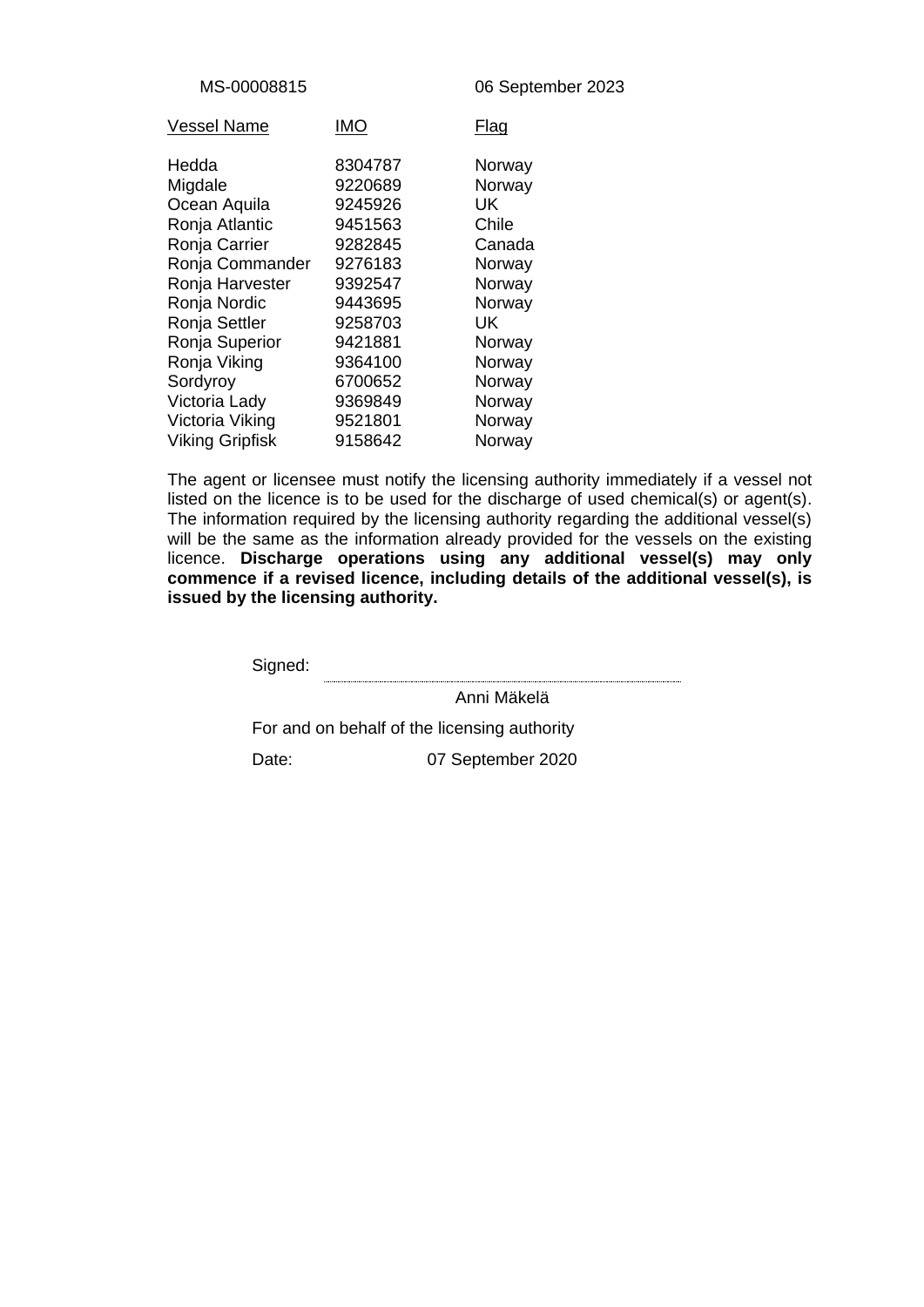MS-00008815 06 September 2023

| Vessel Name | IMO | Flag |
| --- | --- | --- |
| Hedda | 8304787 | Norway |
| Migdale | 9220689 | Norway |
| Ocean Aquila | 9245926 | UK |
| Ronja Atlantic | 9451563 | Chile |
| Ronja Carrier | 9282845 | Canada |
| Ronja Commander | 9276183 | Norway |
| Ronja Harvester | 9392547 | Norway |
| Ronja Nordic | 9443695 | Norway |
| Ronja Settler | 9258703 | UK |
| Ronja Superior | 9421881 | Norway |
| Ronja Viking | 9364100 | Norway |
| Sordyroy | 6700652 | Norway |
| Victoria Lady | 9369849 | Norway |
| Victoria Viking | 9521801 | Norway |
| Viking Gripfisk | 9158642 | Norway |

The agent or licensee must notify the licensing authority immediately if a vessel not listed on the licence is to be used for the discharge of used chemical(s) or agent(s). The information required by the licensing authority regarding the additional vessel(s) will be the same as the information already provided for the vessels on the existing licence. **Discharge operations using any additional vessel(s) may only commence if a revised licence, including details of the additional vessel(s), is issued by the licensing authority.**

Signed: ....................................................................

Anni Mäkelä

For and on behalf of the licensing authority

Date: 07 September 2020